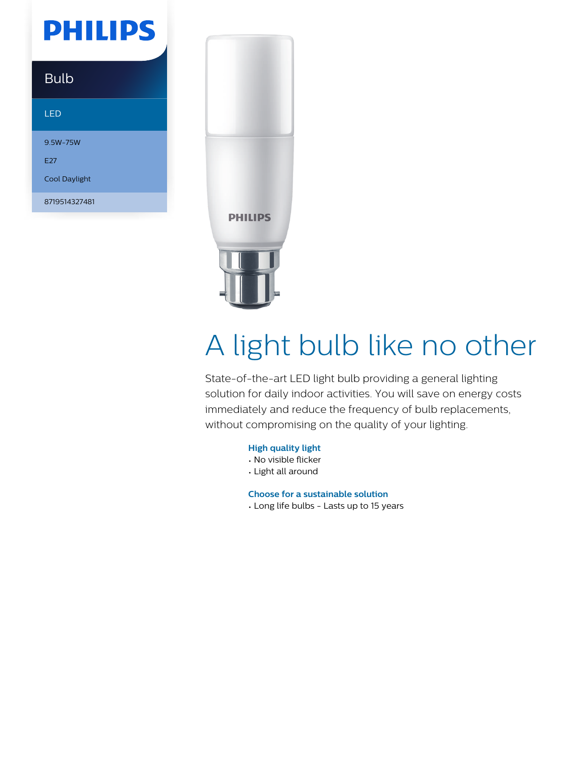PHILIPS

Bulb

LED

9.5W-75W

E27

Cool Daylight

8719514327481

PHILIPS

# A light bulb like no other

State-of-the-art LED light bulb providing a general lighting solution for daily indoor activities. You will save on energy costs immediately and reduce the frequency of bulb replacements, without compromising on the quality of your lighting.

**High quality light**

- No visible flicker
- Light all around

**Choose for a sustainable solution**

- Long life bulbs - Lasts up to 15 years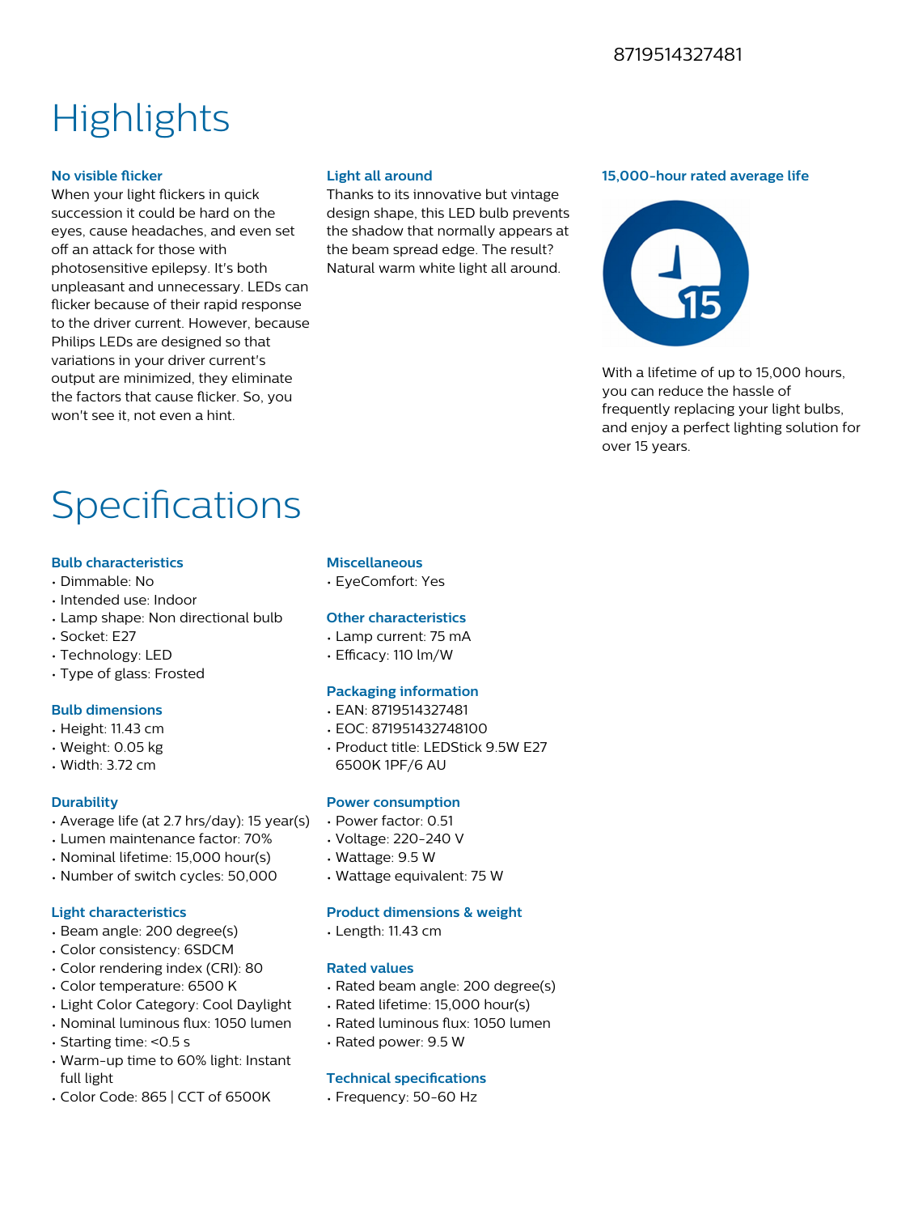8719514327481

# Highlights

### No visible flicker

When your light flickers in quick succession it could be hard on the eyes, cause headaches, and even set off an attack for those with photosensitive epilepsy. It's both unpleasant and unnecessary. LEDs can flicker because of their rapid response to the driver current. However, because Philips LEDs are designed so that variations in your driver current's output are minimized, they eliminate the factors that cause flicker. So, you won't see it, not even a hint.

### Light all around

Thanks to its innovative but vintage design shape, this LED bulb prevents the shadow that normally appears at the beam spread edge. The result? Natural warm white light all around.

### 15,000-hour rated average life

With a lifetime of up to 15,000 hours, you can reduce the hassle of frequently replacing your light bulbs, and enjoy a perfect lighting solution for over 15 years.

# Specifications

### Bulb characteristics

- Dimmable: No
- Intended use: Indoor
- Lamp shape: Non directional bulb
- Socket: E27
- Technology: LED
- Type of glass: Frosted

### Bulb dimensions

- Height: 11.43 cm
- Weight: 0.05 kg
- Width: 3.72 cm

### Durability

- Average life (at 2.7 hrs/day): 15 year(s)
- Lumen maintenance factor: 70%
- Nominal lifetime: 15,000 hour(s)
- Number of switch cycles: 50,000

### Light characteristics

- Beam angle: 200 degree(s)
- Color consistency: 6SDCM
- Color rendering index (CRI): 80
- Color temperature: 6500 K
- Light Color Category: Cool Daylight
- Nominal luminous flux: 1050 lumen
- Starting time: <0.5 s
- Warm-up time to 60% light: Instant full light
- Color Code: 865 | CCT of 6500K

### Miscellaneous

- EyeComfort: Yes

### Other characteristics

- Lamp current: 75 mA
- Efficacy: 110 lm/W

### Packaging information

- EAN: 8719514327481
- EOC: 871951432748100
- Product title: LEDStick 9.5W E27 6500K 1PF/6 AU

### Power consumption

- Power factor: 0.51
- Voltage: 220-240 V
- Wattage: 9.5 W
- Wattage equivalent: 75 W

### Product dimensions & weight

- Length: 11.43 cm

### Rated values

- Rated beam angle: 200 degree(s)
- Rated lifetime: 15,000 hour(s)
- Rated luminous flux: 1050 lumen
- Rated power: 9.5 W

### Technical specifications

- Frequency: 50-60 Hz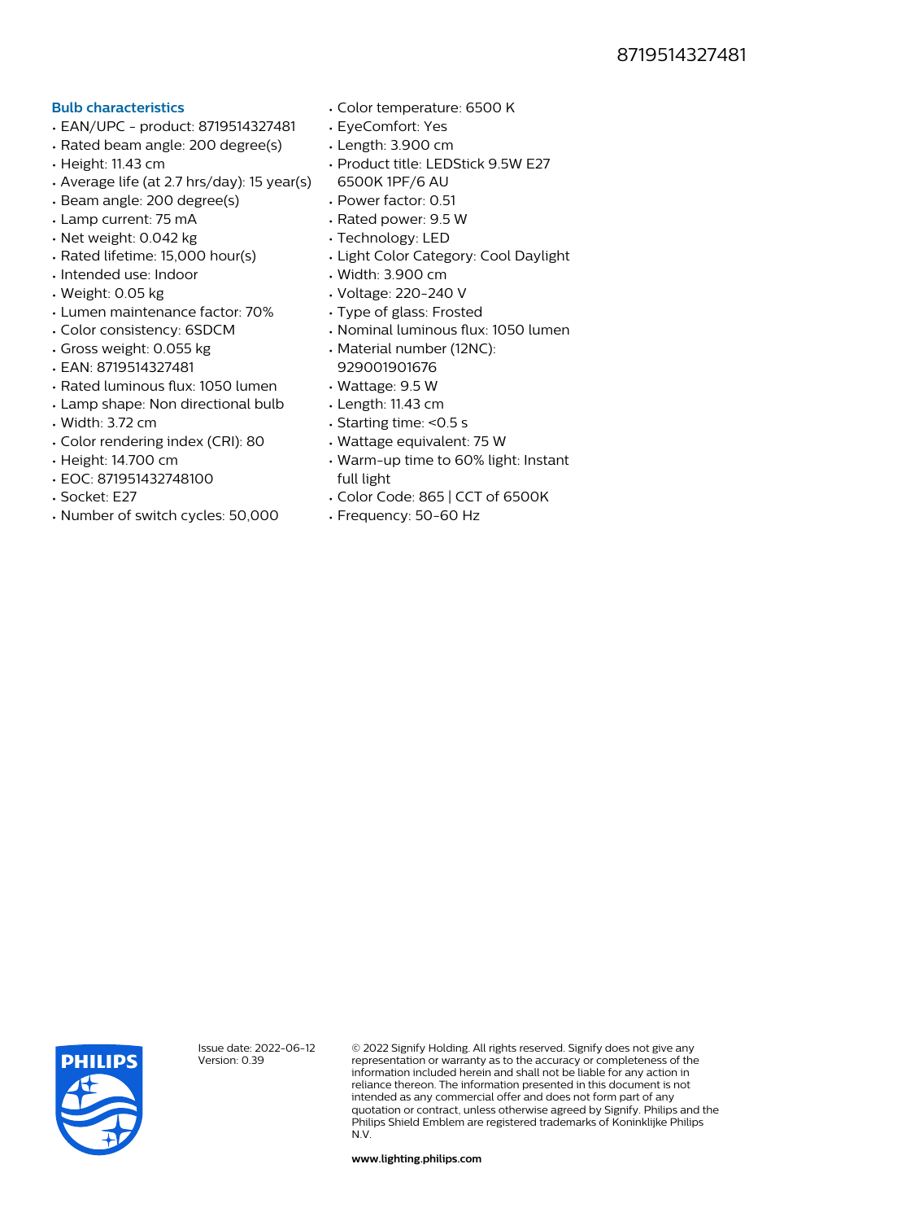8719514327481

### Bulb characteristics

- EAN/UPC - product: 8719514327481
- Rated beam angle: 200 degree(s)
- Height: 11.43 cm
- Average life (at 2.7 hrs/day): 15 year(s)
- Beam angle: 200 degree(s)
- Lamp current: 75 mA
- Net weight: 0.042 kg
- Rated lifetime: 15,000 hour(s)
- Intended use: Indoor
- Weight: 0.05 kg
- Lumen maintenance factor: 70%
- Color consistency: 6SDCM
- Gross weight: 0.055 kg
- EAN: 8719514327481
- Rated luminous flux: 1050 lumen
- Lamp shape: Non directional bulb
- Width: 3.72 cm
- Color rendering index (CRI): 80
- Height: 14.700 cm
- EOC: 871951432748100
- Socket: E27
- Number of switch cycles: 50,000
- Color temperature: 6500 K
- EyeComfort: Yes
- Length: 3.900 cm
- Product title: LEDStick 9.5W E27 6500K 1PF/6 AU
- Power factor: 0.51
- Rated power: 9.5 W
- Technology: LED
- Light Color Category: Cool Daylight
- Width: 3.900 cm
- Voltage: 220-240 V
- Type of glass: Frosted
- Nominal luminous flux: 1050 lumen
- Material number (12NC): 929001901676
- Wattage: 9.5 W
- Length: 11.43 cm
- Starting time: <0.5 s
- Wattage equivalent: 75 W
- Warm-up time to 60% light: Instant full light
- Color Code: 865 | CCT of 6500K
- Frequency: 50-60 Hz

Issue date: 2022-06-12
Version: 0.39

© 2022 Signify Holding. All rights reserved. Signify does not give any representation or warranty as to the accuracy or completeness of the information included herein and shall not be liable for any action in reliance thereon. The information presented in this document is not intended as any commercial offer and does not form part of any quotation or contract, unless otherwise agreed by Signify. Philips and the Philips Shield Emblem are registered trademarks of Koninklijke Philips N.V.

**www.lighting.philips.com**